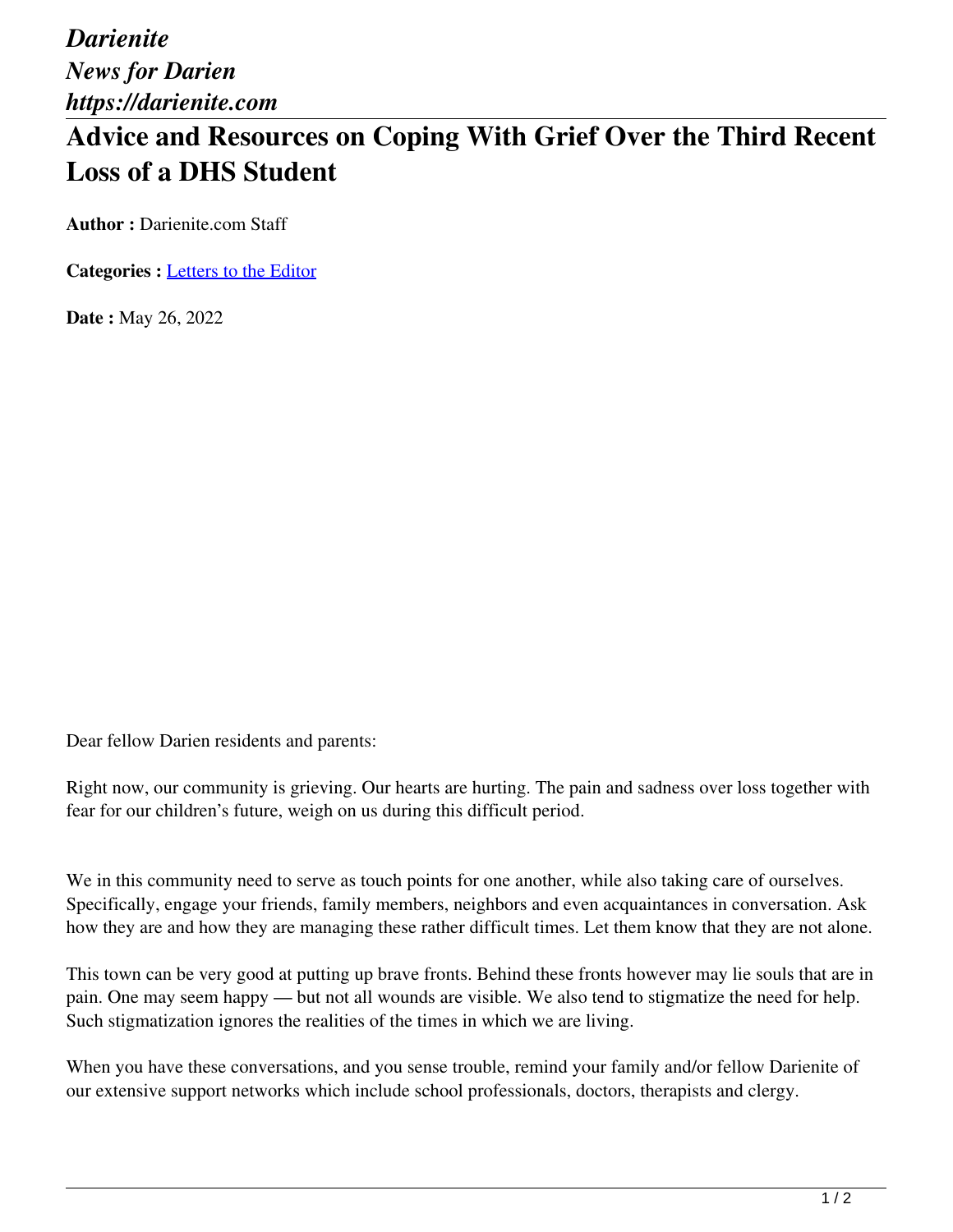*Darienite*
*News for Darien*
*https://darienite.com*

# Advice and Resources on Coping With Grief Over the Third Recent Loss of a DHS Student

**Author :** Darienite.com Staff

**Categories :** Letters to the Editor

**Date :** May 26, 2022

Dear fellow Darien residents and parents:

Right now, our community is grieving. Our hearts are hurting. The pain and sadness over loss together with fear for our children's future, weigh on us during this difficult period.

We in this community need to serve as touch points for one another, while also taking care of ourselves. Specifically, engage your friends, family members, neighbors and even acquaintances in conversation. Ask how they are and how they are managing these rather difficult times. Let them know that they are not alone.

This town can be very good at putting up brave fronts. Behind these fronts however may lie souls that are in pain. One may seem happy — but not all wounds are visible. We also tend to stigmatize the need for help. Such stigmatization ignores the realities of the times in which we are living.

When you have these conversations, and you sense trouble, remind your family and/or fellow Darienite of our extensive support networks which include school professionals, doctors, therapists and clergy.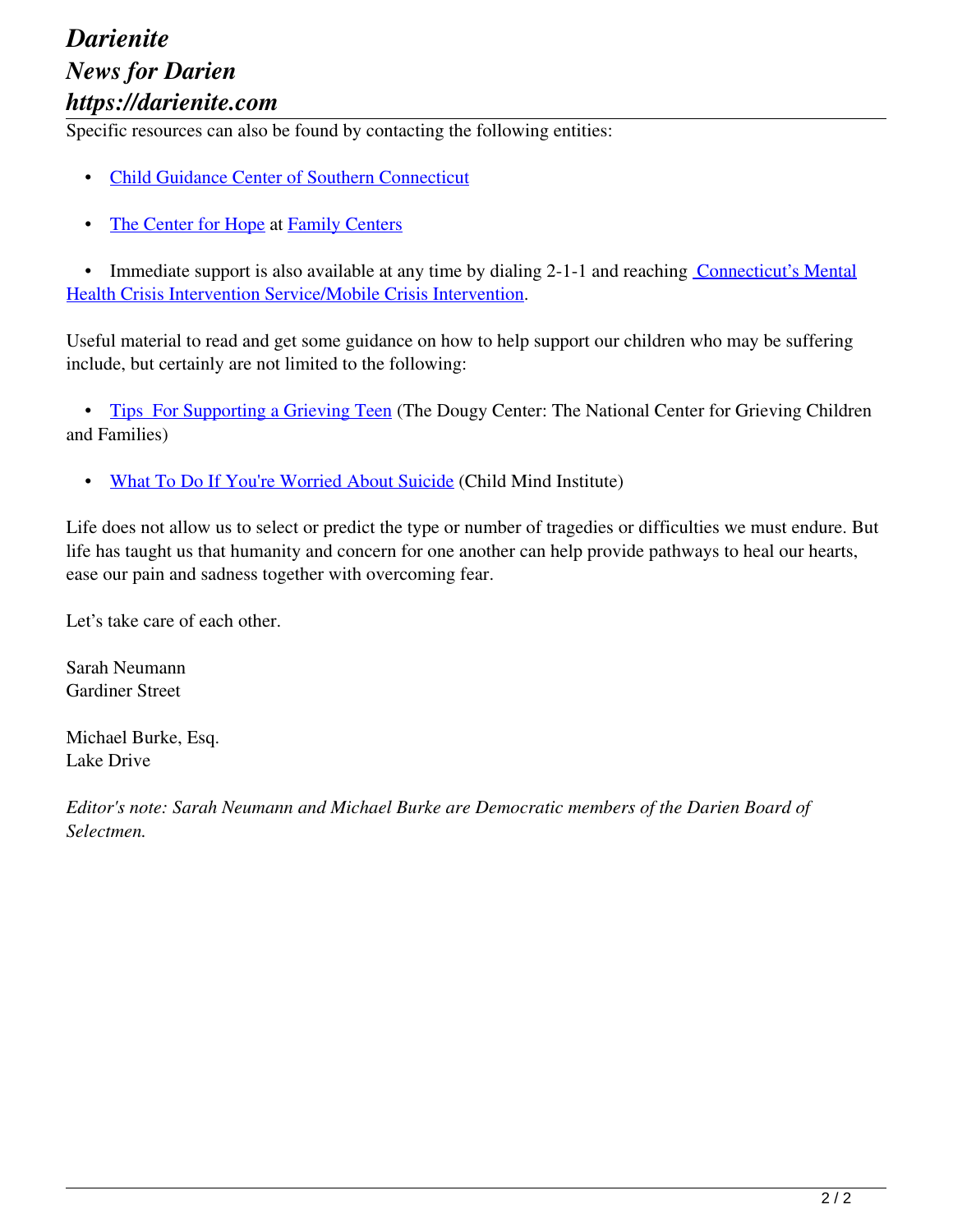Specific resources can also be found by contacting the following entities:

- Child Guidance Center of Southern Connecticut
- The Center for Hope at Family Centers
- Immediate support is also available at any time by dialing 2-1-1 and reaching Connecticut's Mental Health Crisis Intervention Service/Mobile Crisis Intervention.

Useful material to read and get some guidance on how to help support our children who may be suffering include, but certainly are not limited to the following:

- Tips For Supporting a Grieving Teen (The Dougy Center: The National Center for Grieving Children and Families)
- What To Do If You're Worried About Suicide (Child Mind Institute)

Life does not allow us to select or predict the type or number of tragedies or difficulties we must endure. But life has taught us that humanity and concern for one another can help provide pathways to heal our hearts, ease our pain and sadness together with overcoming fear.

Let's take care of each other.

Sarah Neumann
Gardiner Street

Michael Burke, Esq.
Lake Drive

*Editor's note: Sarah Neumann and Michael Burke are Democratic members of the Darien Board of Selectmen.*